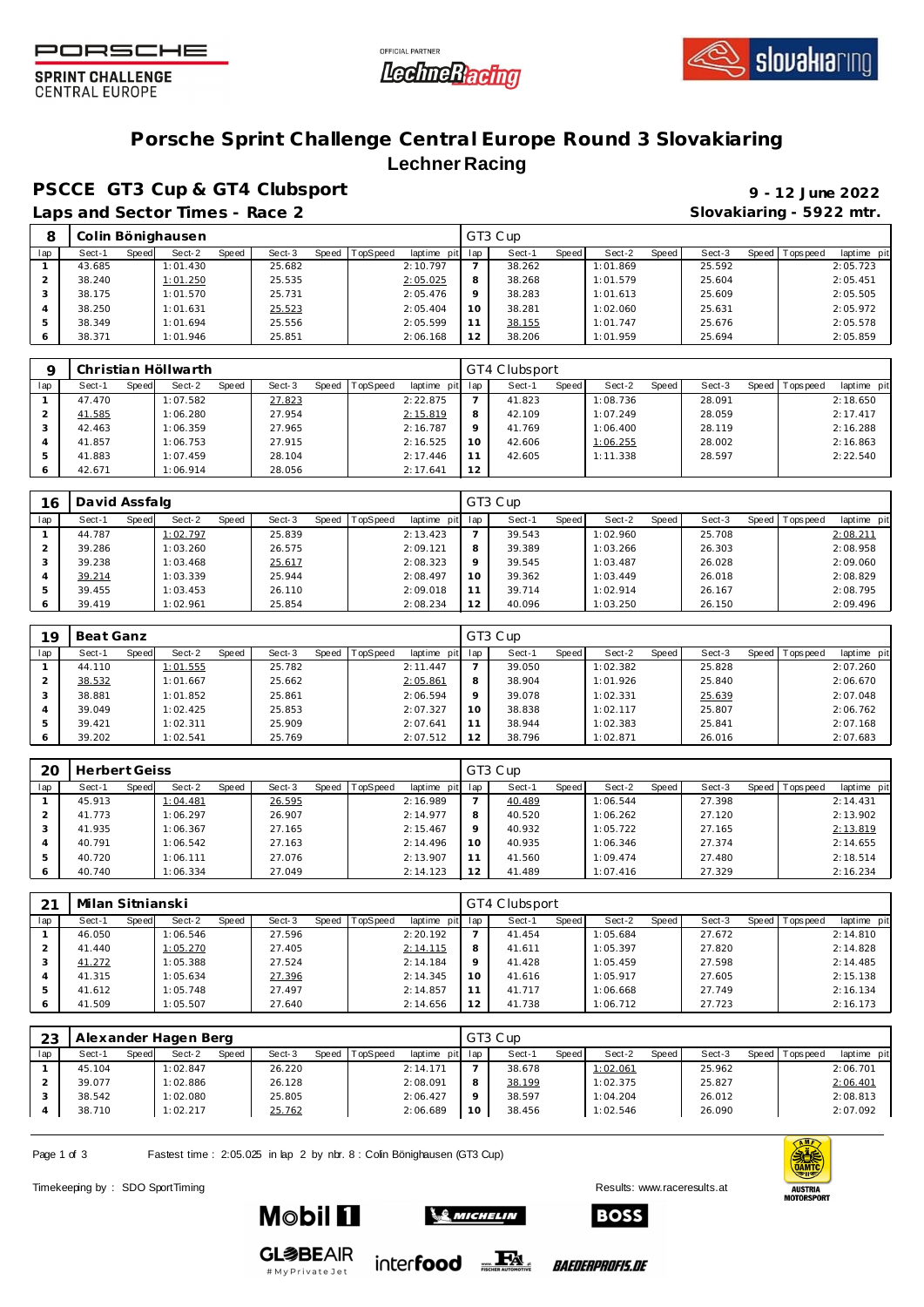# Porsche Sprint Challenge Central Europe Round 3 Slovakiaring

## Lechner Racing

## PSCCE GT3 Cup & GT4 Clubsport

**9 - 12 June 2022**

### Laps and Sector Times - Race 2

**Slovakiaring - 5922 mtr.**

| 8 | Colin Bönighausen | | | | | | | | GT3 Cup | | | | | | | | |
|---|---|---|---|---|---|---|---|---|---|---|---|---|---|---|---|---|---|
| lap | Sect-1 | Speed | Sect-2 | Speed | Sect-3 | Speed | TopSpeed | laptime pit | lap | Sect-1 | Speed | Sect-2 | Speed | Sect-3 | Speed | Topspeed | laptime pit |
| 1 | 43.685 | | 1:01.430 | | 25.682 | | | 2:10.797 | 7 | 38.262 | | 1:01.869 | | 25.592 | | | 2:05.723 |
| 2 | 38.240 | | 1:01.250 | | 25.535 | | | 2:05.025 | 8 | 38.268 | | 1:01.579 | | 25.604 | | | 2:05.451 |
| 3 | 38.175 | | 1:01.570 | | 25.731 | | | 2:05.476 | 9 | 38.283 | | 1:01.613 | | 25.609 | | | 2:05.505 |
| 4 | 38.250 | | 1:01.631 | | 25.523 | | | 2:05.404 | 10 | 38.281 | | 1:02.060 | | 25.631 | | | 2:05.972 |
| 5 | 38.349 | | 1:01.694 | | 25.556 | | | 2:05.599 | 11 | 38.155 | | 1:01.747 | | 25.676 | | | 2:05.578 |
| 6 | 38.371 | | 1:01.946 | | 25.851 | | | 2:06.168 | 12 | 38.206 | | 1:01.959 | | 25.694 | | | 2:05.859 |

| 9 | Christian Höllwarth | | | | | | | | GT4 Clubsport | | | | | | | | |
|---|---|---|---|---|---|---|---|---|---|---|---|---|---|---|---|---|---|
| lap | Sect-1 | Speed | Sect-2 | Speed | Sect-3 | Speed | TopSpeed | laptime pit | lap | Sect-1 | Speed | Sect-2 | Speed | Sect-3 | Speed | Topspeed | laptime pit |
| 1 | 47.470 | | 1:07.582 | | 27.823 | | | 2:22.875 | 7 | 41.823 | | 1:08.736 | | 28.091 | | | 2:18.650 |
| 2 | 41.585 | | 1:06.280 | | 27.954 | | | 2:15.819 | 8 | 42.109 | | 1:07.249 | | 28.059 | | | 2:17.417 |
| 3 | 42.463 | | 1:06.359 | | 27.965 | | | 2:16.787 | 9 | 41.769 | | 1:06.400 | | 28.119 | | | 2:16.288 |
| 4 | 41.857 | | 1:06.753 | | 27.915 | | | 2:16.525 | 10 | 42.606 | | 1:06.255 | | 28.002 | | | 2:16.863 |
| 5 | 41.883 | | 1:07.459 | | 28.104 | | | 2:17.446 | 11 | 42.605 | | 1:11.338 | | 28.597 | | | 2:22.540 |
| 6 | 42.671 | | 1:06.914 | | 28.056 | | | 2:17.641 | 12 | | | | | | | | |

| 16 | David Assfalg | | | | | | | | GT3 Cup | | | | | | | | |
|---|---|---|---|---|---|---|---|---|---|---|---|---|---|---|---|---|---|
| lap | Sect-1 | Speed | Sect-2 | Speed | Sect-3 | Speed | TopSpeed | laptime pit | lap | Sect-1 | Speed | Sect-2 | Speed | Sect-3 | Speed | Topspeed | laptime pit |
| 1 | 44.787 | | 1:02.797 | | 25.839 | | | 2:13.423 | 7 | 39.543 | | 1:02.960 | | 25.708 | | | 2:08.211 |
| 2 | 39.286 | | 1:03.260 | | 26.575 | | | 2:09.121 | 8 | 39.389 | | 1:03.266 | | 26.303 | | | 2:08.958 |
| 3 | 39.238 | | 1:03.468 | | 25.617 | | | 2:08.323 | 9 | 39.545 | | 1:03.487 | | 26.028 | | | 2:09.060 |
| 4 | 39.214 | | 1:03.339 | | 25.944 | | | 2:08.497 | 10 | 39.362 | | 1:03.449 | | 26.018 | | | 2:08.829 |
| 5 | 39.455 | | 1:03.453 | | 26.110 | | | 2:09.018 | 11 | 39.714 | | 1:02.914 | | 26.167 | | | 2:08.795 |
| 6 | 39.419 | | 1:02.961 | | 25.854 | | | 2:08.234 | 12 | 40.096 | | 1:03.250 | | 26.150 | | | 2:09.496 |

| 19 | Beat Ganz | | | | | | | | GT3 Cup | | | | | | | | |
|---|---|---|---|---|---|---|---|---|---|---|---|---|---|---|---|---|---|
| lap | Sect-1 | Speed | Sect-2 | Speed | Sect-3 | Speed | TopSpeed | laptime pit | lap | Sect-1 | Speed | Sect-2 | Speed | Sect-3 | Speed | Topspeed | laptime pit |
| 1 | 44.110 | | 1:01.555 | | 25.782 | | | 2:11.447 | 7 | 39.050 | | 1:02.382 | | 25.828 | | | 2:07.260 |
| 2 | 38.532 | | 1:01.667 | | 25.662 | | | 2:05.861 | 8 | 38.904 | | 1:01.926 | | 25.840 | | | 2:06.670 |
| 3 | 38.881 | | 1:01.852 | | 25.861 | | | 2:06.594 | 9 | 39.078 | | 1:02.331 | | 25.639 | | | 2:07.048 |
| 4 | 39.049 | | 1:02.425 | | 25.853 | | | 2:07.327 | 10 | 38.838 | | 1:02.117 | | 25.807 | | | 2:06.762 |
| 5 | 39.421 | | 1:02.311 | | 25.909 | | | 2:07.641 | 11 | 38.944 | | 1:02.383 | | 25.841 | | | 2:07.168 |
| 6 | 39.202 | | 1:02.541 | | 25.769 | | | 2:07.512 | 12 | 38.796 | | 1:02.871 | | 26.016 | | | 2:07.683 |

| 20 | Herbert Geiss | | | | | | | | GT3 Cup | | | | | | | | |
|---|---|---|---|---|---|---|---|---|---|---|---|---|---|---|---|---|---|
| lap | Sect-1 | Speed | Sect-2 | Speed | Sect-3 | Speed | TopSpeed | laptime pit | lap | Sect-1 | Speed | Sect-2 | Speed | Sect-3 | Speed | Topspeed | laptime pit |
| 1 | 45.913 | | 1:04.481 | | 26.595 | | | 2:16.989 | 7 | 40.489 | | 1:06.544 | | 27.398 | | | 2:14.431 |
| 2 | 41.773 | | 1:06.297 | | 26.907 | | | 2:14.977 | 8 | 40.520 | | 1:06.262 | | 27.120 | | | 2:13.902 |
| 3 | 41.935 | | 1:06.367 | | 27.165 | | | 2:15.467 | 9 | 40.932 | | 1:05.722 | | 27.165 | | | 2:13.819 |
| 4 | 40.791 | | 1:06.542 | | 27.163 | | | 2:14.496 | 10 | 40.935 | | 1:06.346 | | 27.374 | | | 2:14.655 |
| 5 | 40.720 | | 1:06.111 | | 27.076 | | | 2:13.907 | 11 | 41.560 | | 1:09.474 | | 27.480 | | | 2:18.514 |
| 6 | 40.740 | | 1:06.334 | | 27.049 | | | 2:14.123 | 12 | 41.489 | | 1:07.416 | | 27.329 | | | 2:16.234 |

| 21 | Milan Sitnianski | | | | | | | | GT4 Clubsport | | | | | | | | |
|---|---|---|---|---|---|---|---|---|---|---|---|---|---|---|---|---|---|
| lap | Sect-1 | Speed | Sect-2 | Speed | Sect-3 | Speed | TopSpeed | laptime pit | lap | Sect-1 | Speed | Sect-2 | Speed | Sect-3 | Speed | Topspeed | laptime pit |
| 1 | 46.050 | | 1:06.546 | | 27.596 | | | 2:20.192 | 7 | 41.454 | | 1:05.684 | | 27.672 | | | 2:14.810 |
| 2 | 41.440 | | 1:05.270 | | 27.405 | | | 2:14.115 | 8 | 41.611 | | 1:05.397 | | 27.820 | | | 2:14.828 |
| 3 | 41.272 | | 1:05.388 | | 27.524 | | | 2:14.184 | 9 | 41.428 | | 1:05.459 | | 27.598 | | | 2:14.485 |
| 4 | 41.315 | | 1:05.634 | | 27.396 | | | 2:14.345 | 10 | 41.616 | | 1:05.917 | | 27.605 | | | 2:15.138 |
| 5 | 41.612 | | 1:05.748 | | 27.497 | | | 2:14.857 | 11 | 41.717 | | 1:06.668 | | 27.749 | | | 2:16.134 |
| 6 | 41.509 | | 1:05.507 | | 27.640 | | | 2:14.656 | 12 | 41.738 | | 1:06.712 | | 27.723 | | | 2:16.173 |

| 23 | Alexander Hagen Berg | | | | | | | | GT3 Cup | | | | | | | | |
|---|---|---|---|---|---|---|---|---|---|---|---|---|---|---|---|---|---|
| lap | Sect-1 | Speed | Sect-2 | Speed | Sect-3 | Speed | TopSpeed | laptime pit | lap | Sect-1 | Speed | Sect-2 | Speed | Sect-3 | Speed | Topspeed | laptime pit |
| 1 | 45.104 | | 1:02.847 | | 26.220 | | | 2:14.171 | 7 | 38.678 | | 1:02.061 | | 25.962 | | | 2:06.701 |
| 2 | 39.077 | | 1:02.886 | | 26.128 | | | 2:08.091 | 8 | 38.199 | | 1:02.375 | | 25.827 | | | 2:06.401 |
| 3 | 38.542 | | 1:02.080 | | 25.805 | | | 2:06.427 | 9 | 38.597 | | 1:04.204 | | 26.012 | | | 2:08.813 |
| 4 | 38.710 | | 1:02.217 | | 25.762 | | | 2:06.689 | 10 | 38.456 | | 1:02.546 | | 26.090 | | | 2:07.092 |

Fastest time : 2:05.025 in lap 2 by nbr. 8 : Colin Bönighausen (GT3 Cup)

Timekeeping by : SDO SportTiming

Results: www.raceresults.at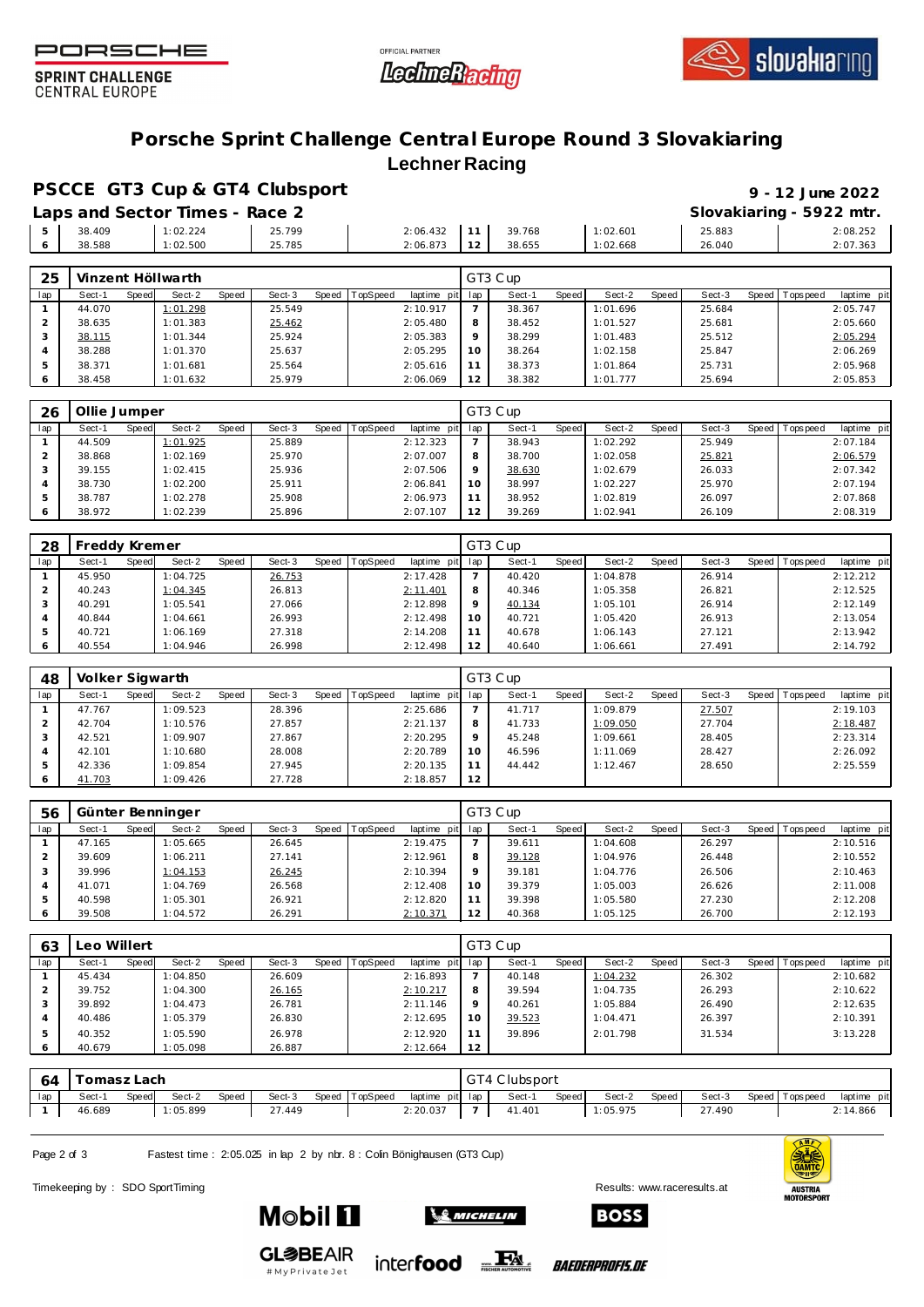# Porsche Sprint Challenge Central Europe Round 3 Slovakiaring

## Lechner Racing

## PSCCE GT3 Cup & GT4 Clubsport

**9 - 12 June 2022**

### Laps and Sector Times - Race 2

**Slovakiaring - 5922 mtr.**

| lap | Sect-1 | Speed | Sect-2 | Speed | Sect-3 | Speed | TopSpeed | laptime pit | lap | Sect-1 | Speed | Sect-2 | Speed | Sect-3 | Speed | Topspeed | laptime pit |
|---|---|---|---|---|---|---|---|---|---|---|---|---|---|---|---|---|---|
| 5 | 38.409 | | 1:02.224 | | 25.799 | | | 2:06.432 | 11 | 39.768 | | 1:02.601 | | 25.883 | | | 2:08.252 |
| 6 | 38.588 | | 1:02.500 | | 25.785 | | | 2:06.873 | 12 | 38.655 | | 1:02.668 | | 26.040 | | | 2:07.363 |

**25 Vinzent Höllwarth** — GT3 Cup

| lap | Sect-1 | Speed | Sect-2 | Speed | Sect-3 | Speed | TopSpeed | laptime pit | lap | Sect-1 | Speed | Sect-2 | Speed | Sect-3 | Speed | Topspeed | laptime pit |
|---|---|---|---|---|---|---|---|---|---|---|---|---|---|---|---|---|---|
| 1 | 44.070 | | 1:01.298 | | 25.549 | | | 2:10.917 | 7 | 38.367 | | 1:01.696 | | 25.684 | | | 2:05.747 |
| 2 | 38.635 | | 1:01.383 | | 25.462 | | | 2:05.480 | 8 | 38.452 | | 1:01.527 | | 25.681 | | | 2:05.660 |
| 3 | 38.115 | | 1:01.344 | | 25.924 | | | 2:05.383 | 9 | 38.299 | | 1:01.483 | | 25.512 | | | 2:05.294 |
| 4 | 38.288 | | 1:01.370 | | 25.637 | | | 2:05.295 | 10 | 38.264 | | 1:02.158 | | 25.847 | | | 2:06.269 |
| 5 | 38.371 | | 1:01.681 | | 25.564 | | | 2:05.616 | 11 | 38.373 | | 1:01.864 | | 25.731 | | | 2:05.968 |
| 6 | 38.458 | | 1:01.632 | | 25.979 | | | 2:06.069 | 12 | 38.382 | | 1:01.777 | | 25.694 | | | 2:05.853 |

**26 Ollie Jumper** — GT3 Cup

| lap | Sect-1 | Speed | Sect-2 | Speed | Sect-3 | Speed | TopSpeed | laptime pit | lap | Sect-1 | Speed | Sect-2 | Speed | Sect-3 | Speed | Topspeed | laptime pit |
|---|---|---|---|---|---|---|---|---|---|---|---|---|---|---|---|---|---|
| 1 | 44.509 | | 1:01.925 | | 25.889 | | | 2:12.323 | 7 | 38.943 | | 1:02.292 | | 25.949 | | | 2:07.184 |
| 2 | 38.868 | | 1:02.169 | | 25.970 | | | 2:07.007 | 8 | 38.700 | | 1:02.058 | | 25.821 | | | 2:06.579 |
| 3 | 39.155 | | 1:02.415 | | 25.936 | | | 2:07.506 | 9 | 38.630 | | 1:02.679 | | 26.033 | | | 2:07.342 |
| 4 | 38.730 | | 1:02.200 | | 25.911 | | | 2:06.841 | 10 | 38.997 | | 1:02.227 | | 25.970 | | | 2:07.194 |
| 5 | 38.787 | | 1:02.278 | | 25.908 | | | 2:06.973 | 11 | 38.952 | | 1:02.819 | | 26.097 | | | 2:07.868 |
| 6 | 38.972 | | 1:02.239 | | 25.896 | | | 2:07.107 | 12 | 39.269 | | 1:02.941 | | 26.109 | | | 2:08.319 |

**28 Freddy Kremer** — GT3 Cup

| lap | Sect-1 | Speed | Sect-2 | Speed | Sect-3 | Speed | TopSpeed | laptime pit | lap | Sect-1 | Speed | Sect-2 | Speed | Sect-3 | Speed | Topspeed | laptime pit |
|---|---|---|---|---|---|---|---|---|---|---|---|---|---|---|---|---|---|
| 1 | 45.950 | | 1:04.725 | | 26.753 | | | 2:17.428 | 7 | 40.420 | | 1:04.878 | | 26.914 | | | 2:12.212 |
| 2 | 40.243 | | 1:04.345 | | 26.813 | | | 2:11.401 | 8 | 40.346 | | 1:05.358 | | 26.821 | | | 2:12.525 |
| 3 | 40.291 | | 1:05.541 | | 27.066 | | | 2:12.898 | 9 | 40.134 | | 1:05.101 | | 26.914 | | | 2:12.149 |
| 4 | 40.844 | | 1:04.661 | | 26.993 | | | 2:12.498 | 10 | 40.721 | | 1:05.420 | | 26.913 | | | 2:13.054 |
| 5 | 40.721 | | 1:06.169 | | 27.318 | | | 2:14.208 | 11 | 40.678 | | 1:06.143 | | 27.121 | | | 2:13.942 |
| 6 | 40.554 | | 1:04.946 | | 26.998 | | | 2:12.498 | 12 | 40.640 | | 1:06.661 | | 27.491 | | | 2:14.792 |

**48 Volker Sigwarth** — GT3 Cup

| lap | Sect-1 | Speed | Sect-2 | Speed | Sect-3 | Speed | TopSpeed | laptime pit | lap | Sect-1 | Speed | Sect-2 | Speed | Sect-3 | Speed | Topspeed | laptime pit |
|---|---|---|---|---|---|---|---|---|---|---|---|---|---|---|---|---|---|
| 1 | 47.767 | | 1:09.523 | | 28.396 | | | 2:25.686 | 7 | 41.717 | | 1:09.879 | | 27.507 | | | 2:19.103 |
| 2 | 42.704 | | 1:10.576 | | 27.857 | | | 2:21.137 | 8 | 41.733 | | 1:09.050 | | 27.704 | | | 2:18.487 |
| 3 | 42.521 | | 1:09.907 | | 27.867 | | | 2:20.295 | 9 | 45.248 | | 1:09.661 | | 28.405 | | | 2:23.314 |
| 4 | 42.101 | | 1:10.680 | | 28.008 | | | 2:20.789 | 10 | 46.596 | | 1:11.069 | | 28.427 | | | 2:26.092 |
| 5 | 42.336 | | 1:09.854 | | 27.945 | | | 2:20.135 | 11 | 44.442 | | 1:12.467 | | 28.650 | | | 2:25.559 |
| 6 | 41.703 | | 1:09.426 | | 27.728 | | | 2:18.857 | 12 | | | | | | | | |

**56 Günter Benninger** — GT3 Cup

| lap | Sect-1 | Speed | Sect-2 | Speed | Sect-3 | Speed | TopSpeed | laptime pit | lap | Sect-1 | Speed | Sect-2 | Speed | Sect-3 | Speed | Topspeed | laptime pit |
|---|---|---|---|---|---|---|---|---|---|---|---|---|---|---|---|---|---|
| 1 | 47.165 | | 1:05.665 | | 26.645 | | | 2:19.475 | 7 | 39.611 | | 1:04.608 | | 26.297 | | | 2:10.516 |
| 2 | 39.609 | | 1:06.211 | | 27.141 | | | 2:12.961 | 8 | 39.128 | | 1:04.976 | | 26.448 | | | 2:10.552 |
| 3 | 39.996 | | 1:04.153 | | 26.245 | | | 2:10.394 | 9 | 39.181 | | 1:04.776 | | 26.506 | | | 2:10.463 |
| 4 | 41.071 | | 1:04.769 | | 26.568 | | | 2:12.408 | 10 | 39.379 | | 1:05.003 | | 26.626 | | | 2:11.008 |
| 5 | 40.598 | | 1:05.301 | | 26.921 | | | 2:12.820 | 11 | 39.398 | | 1:05.580 | | 27.230 | | | 2:12.208 |
| 6 | 39.508 | | 1:04.572 | | 26.291 | | | 2:10.371 | 12 | 40.368 | | 1:05.125 | | 26.700 | | | 2:12.193 |

**63 Leo Willert** — GT3 Cup

| lap | Sect-1 | Speed | Sect-2 | Speed | Sect-3 | Speed | TopSpeed | laptime pit | lap | Sect-1 | Speed | Sect-2 | Speed | Sect-3 | Speed | Topspeed | laptime pit |
|---|---|---|---|---|---|---|---|---|---|---|---|---|---|---|---|---|---|
| 1 | 45.434 | | 1:04.850 | | 26.609 | | | 2:16.893 | 7 | 40.148 | | 1:04.232 | | 26.302 | | | 2:10.682 |
| 2 | 39.752 | | 1:04.300 | | 26.165 | | | 2:10.217 | 8 | 39.594 | | 1:04.735 | | 26.293 | | | 2:10.622 |
| 3 | 39.892 | | 1:04.473 | | 26.781 | | | 2:11.146 | 9 | 40.261 | | 1:05.884 | | 26.490 | | | 2:12.635 |
| 4 | 40.486 | | 1:05.379 | | 26.830 | | | 2:12.695 | 10 | 39.523 | | 1:04.471 | | 26.397 | | | 2:10.391 |
| 5 | 40.352 | | 1:05.590 | | 26.978 | | | 2:12.920 | 11 | 39.896 | | 2:01.798 | | 31.534 | | | 3:13.228 |
| 6 | 40.679 | | 1:05.098 | | 26.887 | | | 2:12.664 | 12 | | | | | | | | |

**64 Tomasz Lach** — GT4 Clubsport

| lap | Sect-1 | Speed | Sect-2 | Speed | Sect-3 | Speed | TopSpeed | laptime pit | lap | Sect-1 | Speed | Sect-2 | Speed | Sect-3 | Speed | Topspeed | laptime pit |
|---|---|---|---|---|---|---|---|---|---|---|---|---|---|---|---|---|---|
| 1 | 46.689 | | 1:05.899 | | 27.449 | | | 2:20.037 | 7 | 41.401 | | 1:05.975 | | 27.490 | | | 2:14.866 |

Fastest time : 2:05.025 in lap 2 by nbr. 8 : Colin Bönighausen (GT3 Cup)

Timekeeping by : SDO SportTiming

Results: www.raceresults.at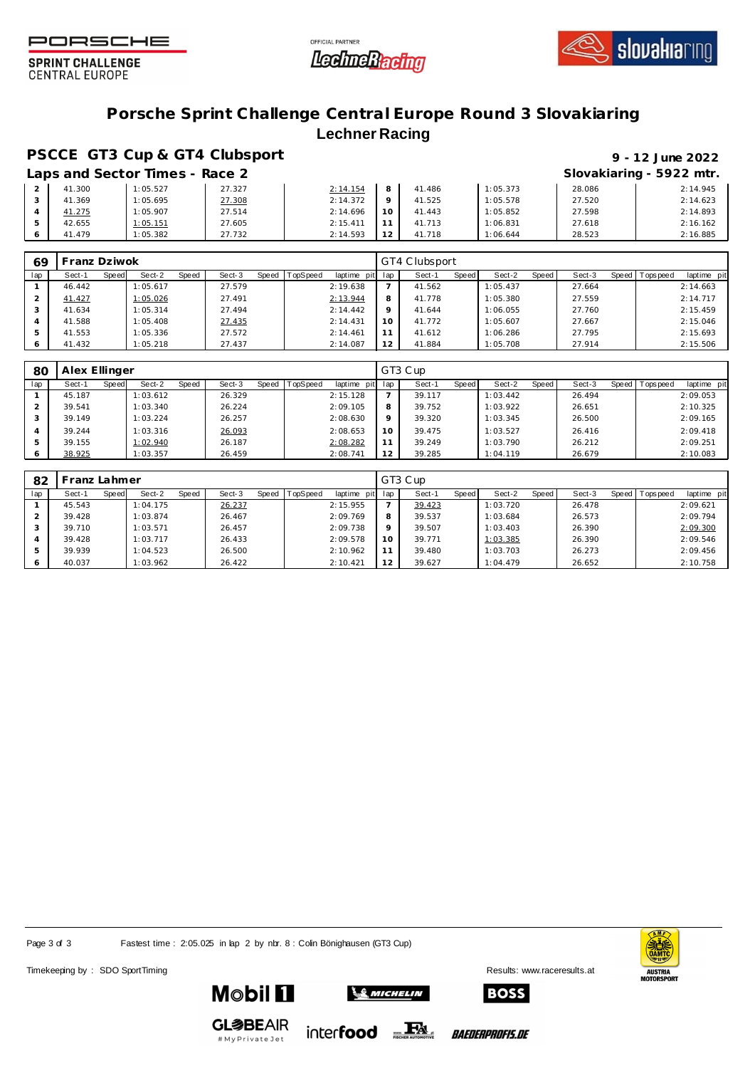# Porsche Sprint Challenge Central Europe Round 3 Slovakiaring

## Lechner Racing

### PSCCE GT3 Cup & GT4 Clubsport

**9 - 12 June 2022**

### Laps and Sector Times - Race 2

**Slovakiaring - 5922 mtr.**

| lap | Sect-1 | Speed | Sect-2 | Speed | Sect-3 | Speed | TopSpeed | laptime pit | lap | Sect-1 | Speed | Sect-2 | Speed | Sect-3 | Speed | Topspeed | laptime pit |
|---|---|---|---|---|---|---|---|---|---|---|---|---|---|---|---|---|---|
| 2 | 41.300 | | 1:05.527 | | 27.327 | | | 2:14.154 | 8 | 41.486 | | 1:05.373 | | 28.086 | | | 2:14.945 |
| 3 | 41.369 | | 1:05.695 | | 27.308 | | | 2:14.372 | 9 | 41.525 | | 1:05.578 | | 27.520 | | | 2:14.623 |
| 4 | 41.275 | | 1:05.907 | | 27.514 | | | 2:14.696 | 10 | 41.443 | | 1:05.852 | | 27.598 | | | 2:14.893 |
| 5 | 42.655 | | 1:05.151 | | 27.605 | | | 2:15.411 | 11 | 41.713 | | 1:06.831 | | 27.618 | | | 2:16.162 |
| 6 | 41.479 | | 1:05.382 | | 27.732 | | | 2:14.593 | 12 | 41.718 | | 1:06.644 | | 28.523 | | | 2:16.885 |

**69 Franz Dziwok** — GT4 Clubsport

| lap | Sect-1 | Speed | Sect-2 | Speed | Sect-3 | Speed | TopSpeed | laptime pit | lap | Sect-1 | Speed | Sect-2 | Speed | Sect-3 | Speed | Topspeed | laptime pit |
|---|---|---|---|---|---|---|---|---|---|---|---|---|---|---|---|---|---|
| 1 | 46.442 | | 1:05.617 | | 27.579 | | | 2:19.638 | 7 | 41.562 | | 1:05.437 | | 27.664 | | | 2:14.663 |
| 2 | 41.427 | | 1:05.026 | | 27.491 | | | 2:13.944 | 8 | 41.778 | | 1:05.380 | | 27.559 | | | 2:14.717 |
| 3 | 41.634 | | 1:05.314 | | 27.494 | | | 2:14.442 | 9 | 41.644 | | 1:06.055 | | 27.760 | | | 2:15.459 |
| 4 | 41.588 | | 1:05.408 | | 27.435 | | | 2:14.431 | 10 | 41.772 | | 1:05.607 | | 27.667 | | | 2:15.046 |
| 5 | 41.553 | | 1:05.336 | | 27.572 | | | 2:14.461 | 11 | 41.612 | | 1:06.286 | | 27.795 | | | 2:15.693 |
| 6 | 41.432 | | 1:05.218 | | 27.437 | | | 2:14.087 | 12 | 41.884 | | 1:05.708 | | 27.914 | | | 2:15.506 |

**80 Alex Ellinger** — GT3 Cup

| lap | Sect-1 | Speed | Sect-2 | Speed | Sect-3 | Speed | TopSpeed | laptime pit | lap | Sect-1 | Speed | Sect-2 | Speed | Sect-3 | Speed | Topspeed | laptime pit |
|---|---|---|---|---|---|---|---|---|---|---|---|---|---|---|---|---|---|
| 1 | 45.187 | | 1:03.612 | | 26.329 | | | 2:15.128 | 7 | 39.117 | | 1:03.442 | | 26.494 | | | 2:09.053 |
| 2 | 39.541 | | 1:03.340 | | 26.224 | | | 2:09.105 | 8 | 39.752 | | 1:03.922 | | 26.651 | | | 2:10.325 |
| 3 | 39.149 | | 1:03.224 | | 26.257 | | | 2:08.630 | 9 | 39.320 | | 1:03.345 | | 26.500 | | | 2:09.165 |
| 4 | 39.244 | | 1:03.316 | | 26.093 | | | 2:08.653 | 10 | 39.475 | | 1:03.527 | | 26.416 | | | 2:09.418 |
| 5 | 39.155 | | 1:02.940 | | 26.187 | | | 2:08.282 | 11 | 39.249 | | 1:03.790 | | 26.212 | | | 2:09.251 |
| 6 | 38.925 | | 1:03.357 | | 26.459 | | | 2:08.741 | 12 | 39.285 | | 1:04.119 | | 26.679 | | | 2:10.083 |

**82 Franz Lahmer** — GT3 Cup

| lap | Sect-1 | Speed | Sect-2 | Speed | Sect-3 | Speed | TopSpeed | laptime pit | lap | Sect-1 | Speed | Sect-2 | Speed | Sect-3 | Speed | Topspeed | laptime pit |
|---|---|---|---|---|---|---|---|---|---|---|---|---|---|---|---|---|---|
| 1 | 45.543 | | 1:04.175 | | 26.237 | | | 2:15.955 | 7 | 39.423 | | 1:03.720 | | 26.478 | | | 2:09.621 |
| 2 | 39.428 | | 1:03.874 | | 26.467 | | | 2:09.769 | 8 | 39.537 | | 1:03.684 | | 26.573 | | | 2:09.794 |
| 3 | 39.710 | | 1:03.571 | | 26.457 | | | 2:09.738 | 9 | 39.507 | | 1:03.403 | | 26.390 | | | 2:09.300 |
| 4 | 39.428 | | 1:03.717 | | 26.433 | | | 2:09.578 | 10 | 39.771 | | 1:03.385 | | 26.390 | | | 2:09.546 |
| 5 | 39.939 | | 1:04.523 | | 26.500 | | | 2:10.962 | 11 | 39.480 | | 1:03.703 | | 26.273 | | | 2:09.456 |
| 6 | 40.037 | | 1:03.962 | | 26.422 | | | 2:10.421 | 12 | 39.627 | | 1:04.479 | | 26.652 | | | 2:10.758 |

Fastest time : 2:05.025 in lap 2 by nbr. 8 : Colin Bönighausen (GT3 Cup)

Timekeeping by : SDO SportTiming

Results: www.raceresults.at